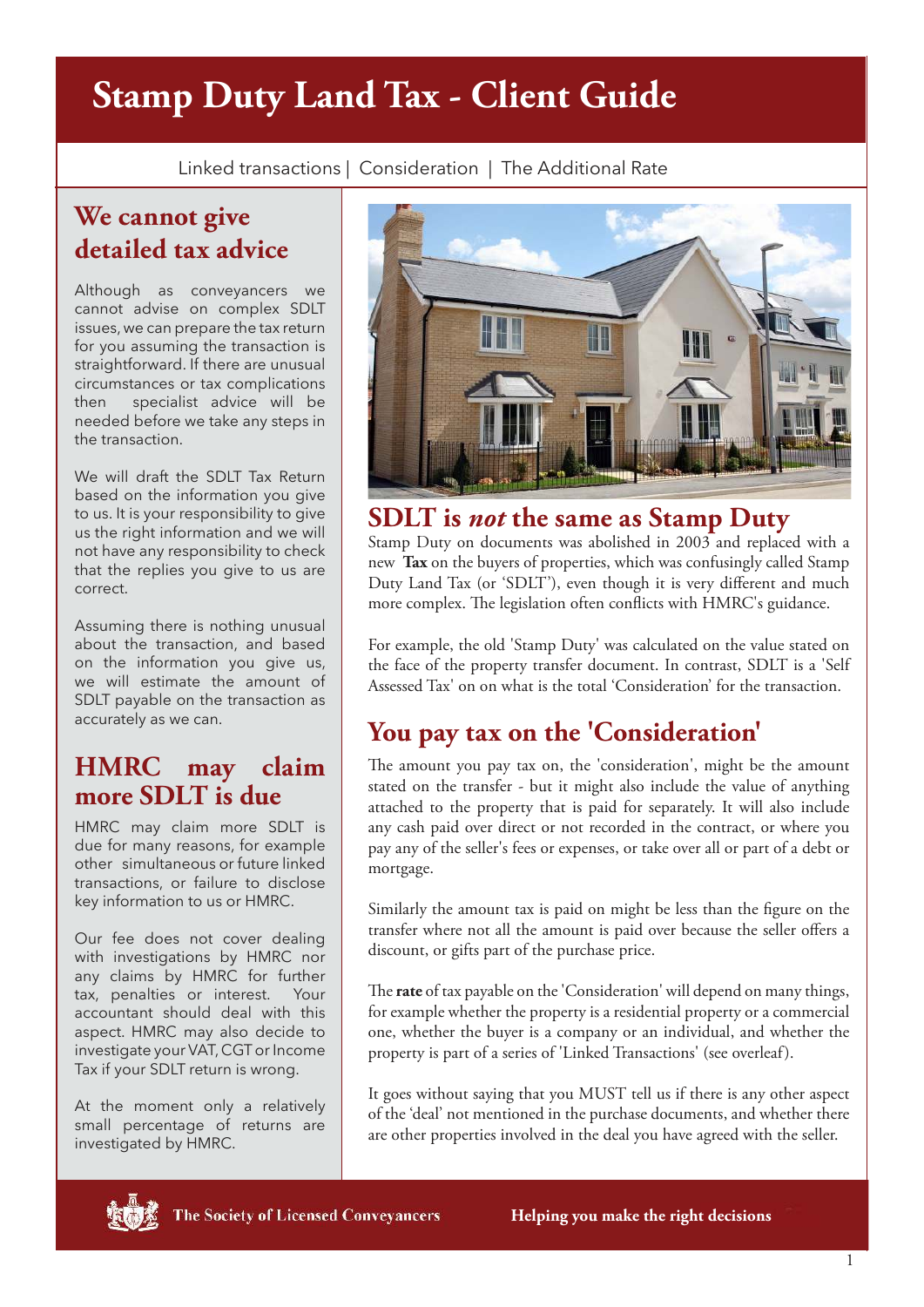# Stamp Duty Land Tax - Client Guide

Linked transactions | Consideration | The Additional Rate

## We cannot give detailed tax advice

Although as conveyancers we cannot advise on complex SDLT issues, we can prepare the tax return for you assuming the transaction is straightforward. If there are unusual circumstances or tax complications then specialist advice will be needed before we take any steps in the transaction.

We will draft the SDLT Tax Return based on the information you give to us. It is your responsibility to give us the right information and we will not have any responsibility to check that the replies you give to us are correct.

Assuming there is nothing unusual about the transaction, and based on the information you give us, we will estimate the amount of SDLT payable on the transaction as accurately as we can.

## HMRC may claim more SDLT is due

HMRC may claim more SDLT is due for many reasons, for example other simultaneous or future linked transactions, or failure to disclose key information to us or HMRC.

Our fee does not cover dealing with investigations by HMRC nor any claims by HMRC for further tax, penalties or interest. Your accountant should deal with this aspect. HMRC may also decide to investigate your VAT, CGT or Income Tax if your SDLT return is wrong.

At the moment only a relatively small percentage of returns are investigated by HMRC.

## SDLT is *not* the same as Stamp Duty

Stamp Duty on documents was abolished in 2003 and replaced with a new **Tax** on the buyers of properties, which was confusingly called Stamp Duty Land Tax (or 'SDLT'), even though it is very different and much more complex. The legislation often conflicts with HMRC's guidance.

For example, the old 'Stamp Duty' was calculated on the value stated on the face of the property transfer document. In contrast, SDLT is a 'Self Assessed Tax' on on what is the total 'Consideration' for the transaction.

## You pay tax on the 'Consideration'

The amount you pay tax on, the 'consideration', might be the amount stated on the transfer - but it might also include the value of anything attached to the property that is paid for separately. It will also include any cash paid over direct or not recorded in the contract, or where you pay any of the seller's fees or expenses, or take over all or part of a debt or mortgage.

Similarly the amount tax is paid on might be less than the figure on the transfer where not all the amount is paid over because the seller offers a discount, or gifts part of the purchase price.

The **rate** of tax payable on the 'Consideration' will depend on many things, for example whether the property is a residential property or a commercial one, whether the buyer is a company or an individual, and whether the property is part of a series of 'Linked Transactions' (see overleaf).

It goes without saying that you MUST tell us if there is any other aspect of the 'deal' not mentioned in the purchase documents, and whether there are other properties involved in the deal you have agreed with the seller.

The Society of Licensed Conveyancers — Helping you make the right decisions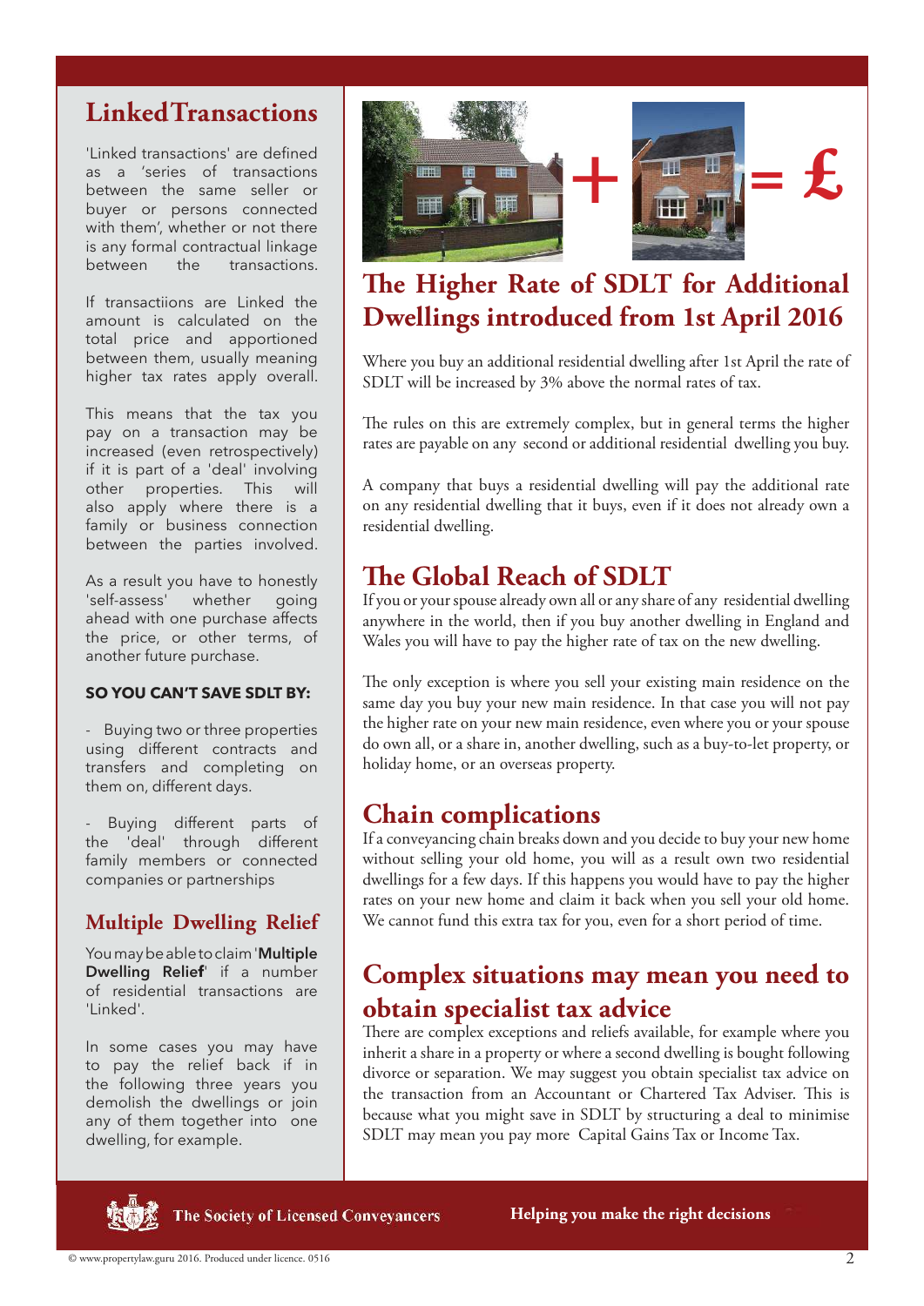## Linked Transactions

'Linked transactions' are defined as a 'series of transactions between the same seller or buyer or persons connected with them', whether or not there is any formal contractual linkage between the transactions.

If transactiions are Linked the amount is calculated on the total price and apportioned between them, usually meaning higher tax rates apply overall.

This means that the tax you pay on a transaction may be increased (even retrospectively) if it is part of a 'deal' involving other properties. This will also apply where there is a family or business connection between the parties involved.

As a result you have to honestly 'self-assess' whether going ahead with one purchase affects the price, or other terms, of another future purchase.

**SO YOU CAN'T SAVE SDLT BY:**

- Buying two or three properties using different contracts and transfers and completing on them on, different days.

- Buying different parts of the 'deal' through different family members or connected companies or partnerships

## Multiple Dwelling Relief

You may be able to claim '**Multiple Dwelling Relief**' if a number of residential transactions are 'Linked'.

In some cases you may have to pay the relief back if in the following three years you demolish the dwellings or join any of them together into one dwelling, for example.

+ = £

## The Higher Rate of SDLT for Additional Dwellings introduced from 1st April 2016

Where you buy an additional residential dwelling after 1st April the rate of SDLT will be increased by 3% above the normal rates of tax.

The rules on this are extremely complex, but in general terms the higher rates are payable on any second or additional residential dwelling you buy.

A company that buys a residential dwelling will pay the additional rate on any residential dwelling that it buys, even if it does not already own a residential dwelling.

## The Global Reach of SDLT

If you or your spouse already own all or any share of any residential dwelling anywhere in the world, then if you buy another dwelling in England and Wales you will have to pay the higher rate of tax on the new dwelling.

The only exception is where you sell your existing main residence on the same day you buy your new main residence. In that case you will not pay the higher rate on your new main residence, even where you or your spouse do own all, or a share in, another dwelling, such as a buy-to-let property, or holiday home, or an overseas property.

## Chain complications

If a conveyancing chain breaks down and you decide to buy your new home without selling your old home, you will as a result own two residential dwellings for a few days. If this happens you would have to pay the higher rates on your new home and claim it back when you sell your old home. We cannot fund this extra tax for you, even for a short period of time.

## Complex situations may mean you need to obtain specialist tax advice

There are complex exceptions and reliefs available, for example where you inherit a share in a property or where a second dwelling is bought following divorce or separation. We may suggest you obtain specialist tax advice on the transaction from an Accountant or Chartered Tax Adviser. This is because what you might save in SDLT by structuring a deal to minimise SDLT may mean you pay more Capital Gains Tax or Income Tax.

The Society of Licensed Conveyancers

Helping you make the right decisions

© www.propertylaw.guru 2016. Produced under licence. 0516